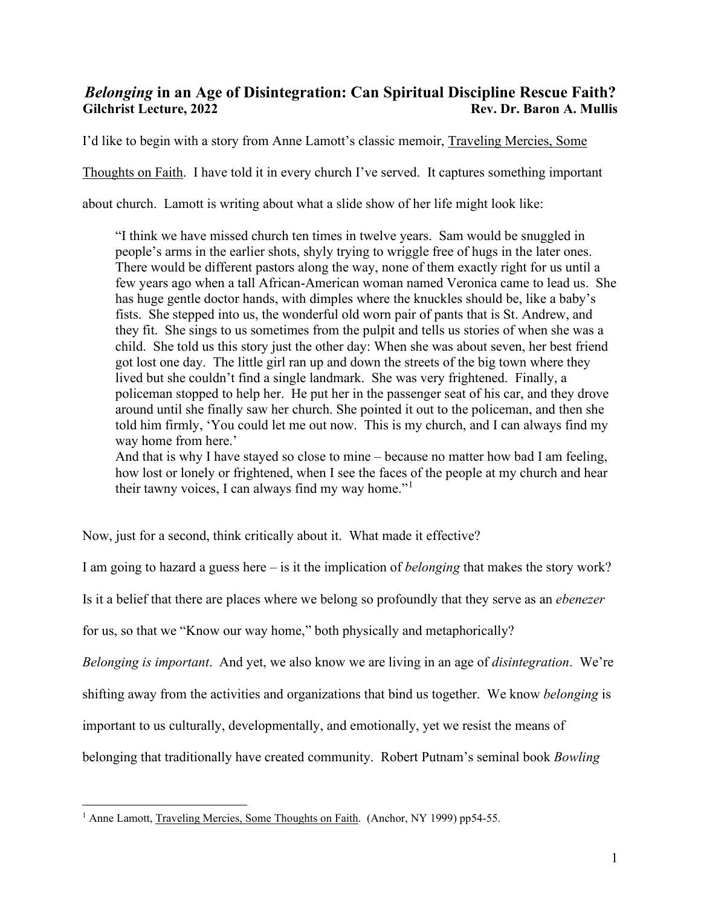# *Belonging* in an Age of Disintegration: Can Spiritual Discipline Rescue Faith?

**Gilchrist Lecture, 2022** **Rev. Dr. Baron A. Mullis**

I'd like to begin with a story from Anne Lamott's classic memoir, Traveling Mercies, Some Thoughts on Faith. I have told it in every church I've served. It captures something important about church. Lamott is writing about what a slide show of her life might look like:

> "I think we have missed church ten times in twelve years. Sam would be snuggled in people's arms in the earlier shots, shyly trying to wriggle free of hugs in the later ones. There would be different pastors along the way, none of them exactly right for us until a few years ago when a tall African-American woman named Veronica came to lead us. She has huge gentle doctor hands, with dimples where the knuckles should be, like a baby's fists. She stepped into us, the wonderful old worn pair of pants that is St. Andrew, and they fit. She sings to us sometimes from the pulpit and tells us stories of when she was a child. She told us this story just the other day: When she was about seven, her best friend got lost one day. The little girl ran up and down the streets of the big town where they lived but she couldn't find a single landmark. She was very frightened. Finally, a policeman stopped to help her. He put her in the passenger seat of his car, and they drove around until she finally saw her church. She pointed it out to the policeman, and then she told him firmly, 'You could let me out now. This is my church, and I can always find my way home from here.'
>
> And that is why I have stayed so close to mine – because no matter how bad I am feeling, how lost or lonely or frightened, when I see the faces of the people at my church and hear their tawny voices, I can always find my way home."[1]

Now, just for a second, think critically about it. What made it effective?

I am going to hazard a guess here – is it the implication of *belonging* that makes the story work? Is it a belief that there are places where we belong so profoundly that they serve as an *ebenezer* for us, so that we "Know our way home," both physically and metaphorically?

*Belonging is important*. And yet, we also know we are living in an age of *disintegration*. We're shifting away from the activities and organizations that bind us together. We know *belonging* is important to us culturally, developmentally, and emotionally, yet we resist the means of belonging that traditionally have created community. Robert Putnam's seminal book *Bowling*

---

[1] Anne Lamott, Traveling Mercies, Some Thoughts on Faith. (Anchor, NY 1999) pp54-55.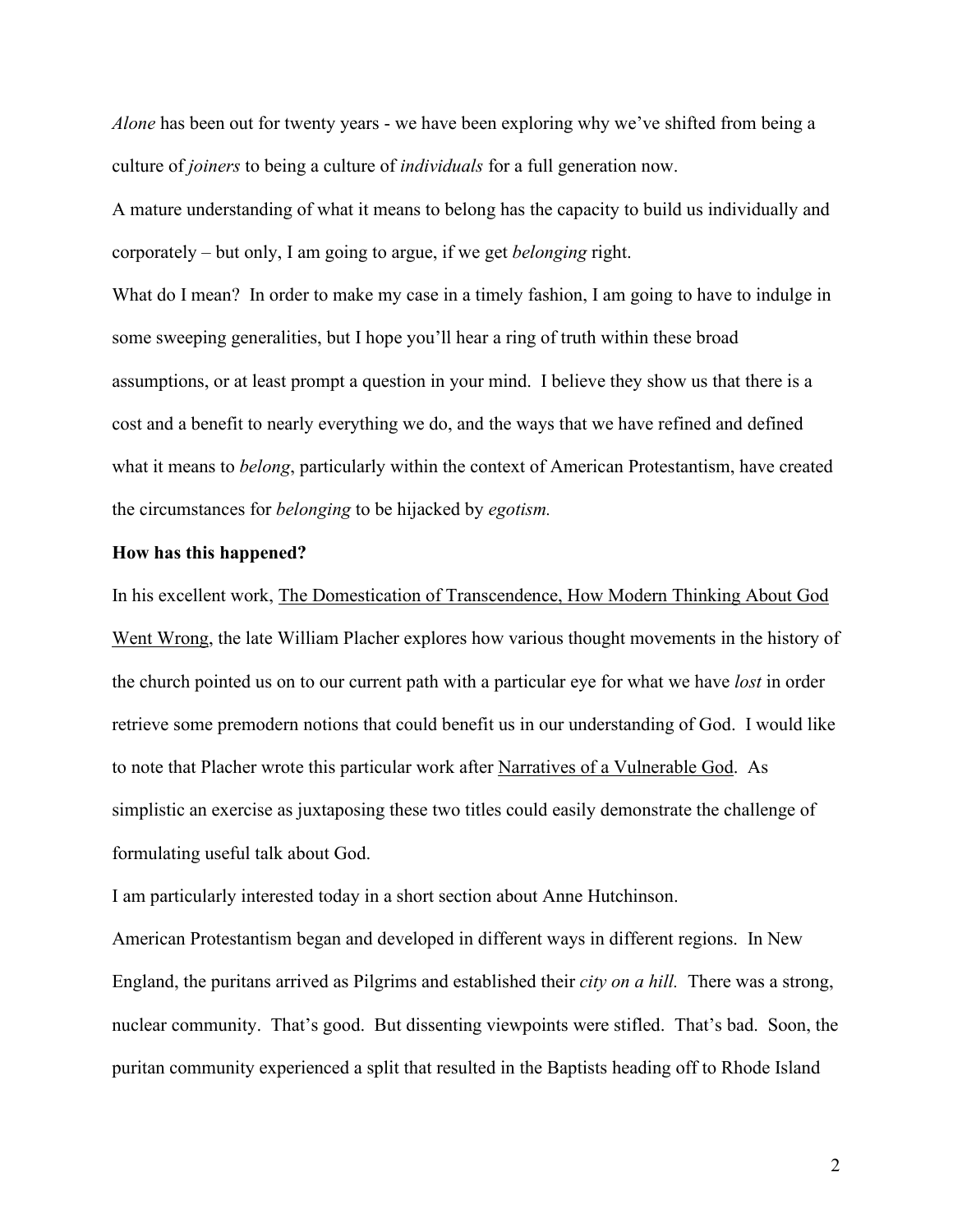*Alone* has been out for twenty years - we have been exploring why we've shifted from being a culture of *joiners* to being a culture of *individuals* for a full generation now.

A mature understanding of what it means to belong has the capacity to build us individually and corporately – but only, I am going to argue, if we get *belonging* right.

What do I mean? In order to make my case in a timely fashion, I am going to have to indulge in some sweeping generalities, but I hope you'll hear a ring of truth within these broad assumptions, or at least prompt a question in your mind. I believe they show us that there is a cost and a benefit to nearly everything we do, and the ways that we have refined and defined what it means to *belong*, particularly within the context of American Protestantism, have created the circumstances for *belonging* to be hijacked by *egotism.*

**How has this happened?**

In his excellent work, The Domestication of Transcendence, How Modern Thinking About God Went Wrong, the late William Placher explores how various thought movements in the history of the church pointed us on to our current path with a particular eye for what we have *lost* in order retrieve some premodern notions that could benefit us in our understanding of God. I would like to note that Placher wrote this particular work after Narratives of a Vulnerable God. As simplistic an exercise as juxtaposing these two titles could easily demonstrate the challenge of formulating useful talk about God.

I am particularly interested today in a short section about Anne Hutchinson.

American Protestantism began and developed in different ways in different regions. In New England, the puritans arrived as Pilgrims and established their *city on a hill.* There was a strong, nuclear community. That's good. But dissenting viewpoints were stifled. That's bad. Soon, the puritan community experienced a split that resulted in the Baptists heading off to Rhode Island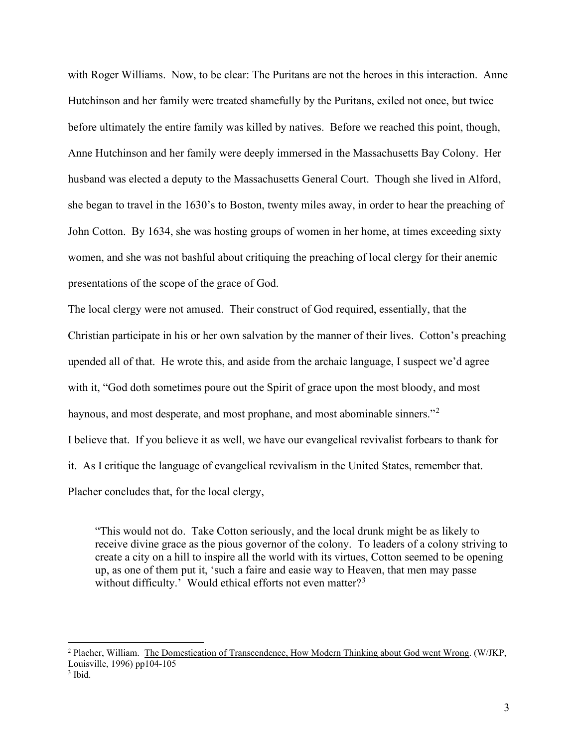with Roger Williams. Now, to be clear: The Puritans are not the heroes in this interaction. Anne Hutchinson and her family were treated shamefully by the Puritans, exiled not once, but twice before ultimately the entire family was killed by natives. Before we reached this point, though, Anne Hutchinson and her family were deeply immersed in the Massachusetts Bay Colony. Her husband was elected a deputy to the Massachusetts General Court. Though she lived in Alford, she began to travel in the 1630's to Boston, twenty miles away, in order to hear the preaching of John Cotton. By 1634, she was hosting groups of women in her home, at times exceeding sixty women, and she was not bashful about critiquing the preaching of local clergy for their anemic presentations of the scope of the grace of God.

The local clergy were not amused. Their construct of God required, essentially, that the Christian participate in his or her own salvation by the manner of their lives. Cotton's preaching upended all of that. He wrote this, and aside from the archaic language, I suspect we'd agree with it, "God doth sometimes poure out the Spirit of grace upon the most bloody, and most haynous, and most desperate, and most prophane, and most abominable sinners."[2]

I believe that. If you believe it as well, we have our evangelical revivalist forbears to thank for it. As I critique the language of evangelical revivalism in the United States, remember that.

Placher concludes that, for the local clergy,

> "This would not do. Take Cotton seriously, and the local drunk might be as likely to receive divine grace as the pious governor of the colony. To leaders of a colony striving to create a city on a hill to inspire all the world with its virtues, Cotton seemed to be opening up, as one of them put it, 'such a faire and easie way to Heaven, that men may passe without difficulty.' Would ethical efforts not even matter?[3]

---

[2] Placher, William. The Domestication of Transcendence, How Modern Thinking about God went Wrong. (W/JKP, Louisville, 1996) pp104-105

[3] Ibid.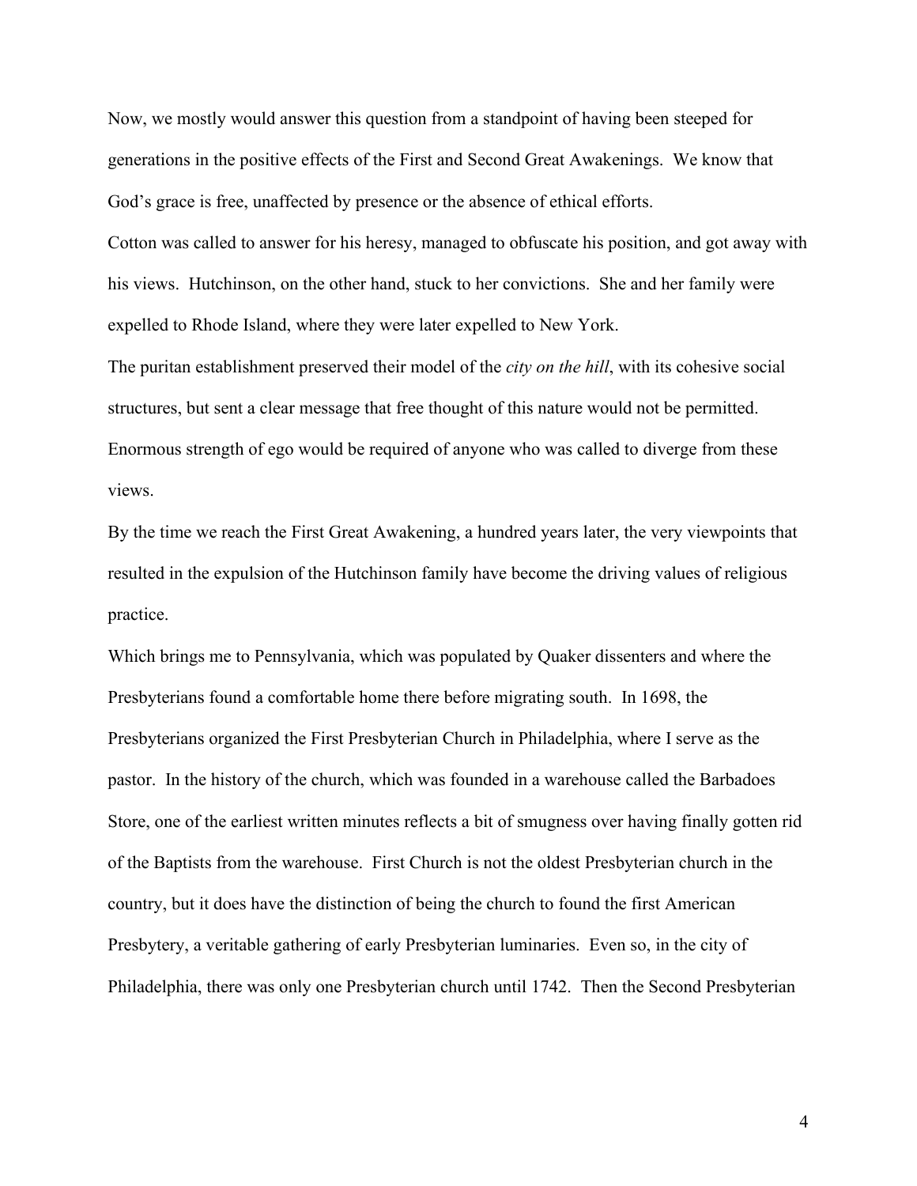Now, we mostly would answer this question from a standpoint of having been steeped for generations in the positive effects of the First and Second Great Awakenings. We know that God's grace is free, unaffected by presence or the absence of ethical efforts.

Cotton was called to answer for his heresy, managed to obfuscate his position, and got away with his views. Hutchinson, on the other hand, stuck to her convictions. She and her family were expelled to Rhode Island, where they were later expelled to New York.

The puritan establishment preserved their model of the *city on the hill*, with its cohesive social structures, but sent a clear message that free thought of this nature would not be permitted. Enormous strength of ego would be required of anyone who was called to diverge from these views.

By the time we reach the First Great Awakening, a hundred years later, the very viewpoints that resulted in the expulsion of the Hutchinson family have become the driving values of religious practice.

Which brings me to Pennsylvania, which was populated by Quaker dissenters and where the Presbyterians found a comfortable home there before migrating south. In 1698, the Presbyterians organized the First Presbyterian Church in Philadelphia, where I serve as the pastor. In the history of the church, which was founded in a warehouse called the Barbadoes Store, one of the earliest written minutes reflects a bit of smugness over having finally gotten rid of the Baptists from the warehouse. First Church is not the oldest Presbyterian church in the country, but it does have the distinction of being the church to found the first American Presbytery, a veritable gathering of early Presbyterian luminaries. Even so, in the city of Philadelphia, there was only one Presbyterian church until 1742. Then the Second Presbyterian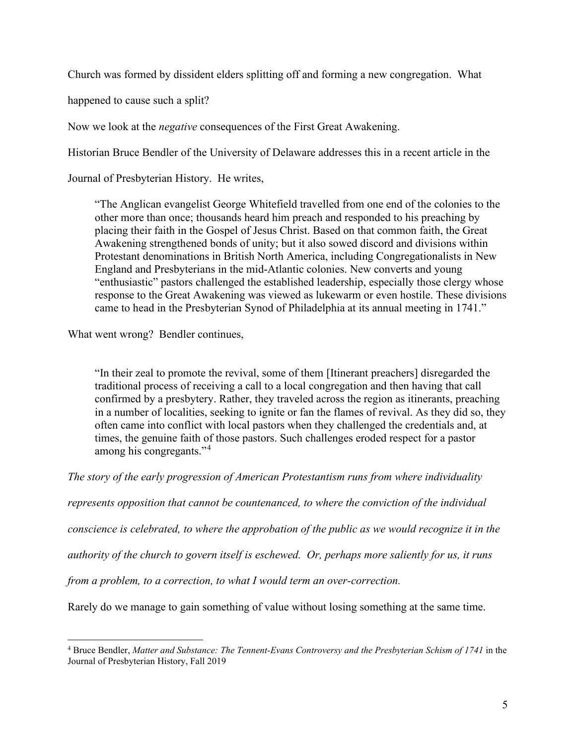Church was formed by dissident elders splitting off and forming a new congregation. What happened to cause such a split?

Now we look at the *negative* consequences of the First Great Awakening.

Historian Bruce Bendler of the University of Delaware addresses this in a recent article in the Journal of Presbyterian History. He writes,

> "The Anglican evangelist George Whitefield travelled from one end of the colonies to the other more than once; thousands heard him preach and responded to his preaching by placing their faith in the Gospel of Jesus Christ. Based on that common faith, the Great Awakening strengthened bonds of unity; but it also sowed discord and divisions within Protestant denominations in British North America, including Congregationalists in New England and Presbyterians in the mid-Atlantic colonies. New converts and young "enthusiastic" pastors challenged the established leadership, especially those clergy whose response to the Great Awakening was viewed as lukewarm or even hostile. These divisions came to head in the Presbyterian Synod of Philadelphia at its annual meeting in 1741."

What went wrong? Bendler continues,

> "In their zeal to promote the revival, some of them [Itinerant preachers] disregarded the traditional process of receiving a call to a local congregation and then having that call confirmed by a presbytery. Rather, they traveled across the region as itinerants, preaching in a number of localities, seeking to ignite or fan the flames of revival. As they did so, they often came into conflict with local pastors when they challenged the credentials and, at times, the genuine faith of those pastors. Such challenges eroded respect for a pastor among his congregants."[4]

*The story of the early progression of American Protestantism runs from where individuality represents opposition that cannot be countenanced, to where the conviction of the individual conscience is celebrated, to where the approbation of the public as we would recognize it in the authority of the church to govern itself is eschewed. Or, perhaps more saliently for us, it runs from a problem, to a correction, to what I would term an over-correction.*

Rarely do we manage to gain something of value without losing something at the same time.

---

[4] Bruce Bendler, *Matter and Substance: The Tennent-Evans Controversy and the Presbyterian Schism of 1741* in the Journal of Presbyterian History, Fall 2019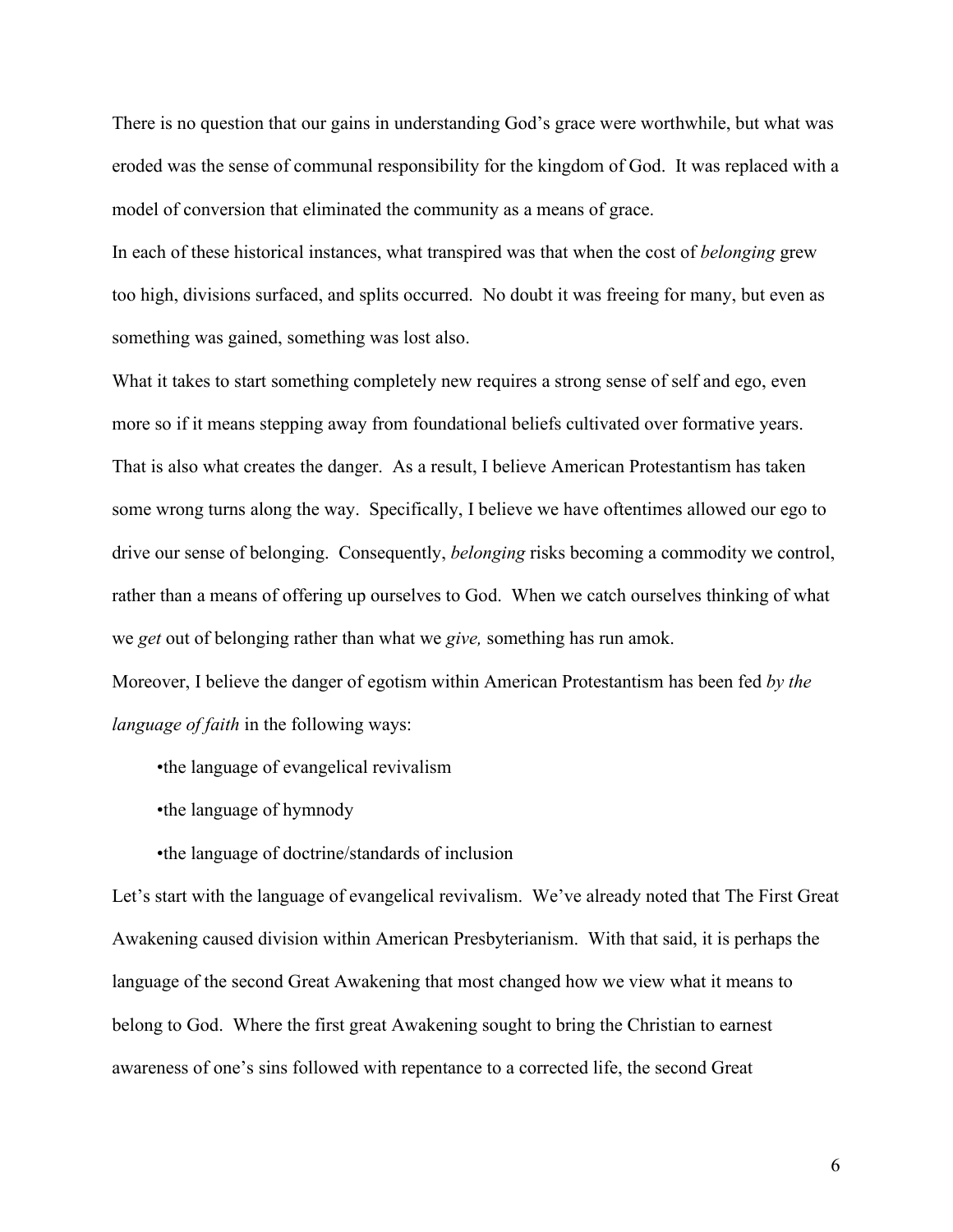There is no question that our gains in understanding God's grace were worthwhile, but what was eroded was the sense of communal responsibility for the kingdom of God. It was replaced with a model of conversion that eliminated the community as a means of grace.

In each of these historical instances, what transpired was that when the cost of *belonging* grew too high, divisions surfaced, and splits occurred. No doubt it was freeing for many, but even as something was gained, something was lost also.

What it takes to start something completely new requires a strong sense of self and ego, even more so if it means stepping away from foundational beliefs cultivated over formative years. That is also what creates the danger. As a result, I believe American Protestantism has taken some wrong turns along the way. Specifically, I believe we have oftentimes allowed our ego to drive our sense of belonging. Consequently, *belonging* risks becoming a commodity we control, rather than a means of offering up ourselves to God. When we catch ourselves thinking of what we *get* out of belonging rather than what we *give,* something has run amok.

Moreover, I believe the danger of egotism within American Protestantism has been fed *by the language of faith* in the following ways:

- the language of evangelical revivalism
- the language of hymnody
- the language of doctrine/standards of inclusion

Let's start with the language of evangelical revivalism. We've already noted that The First Great Awakening caused division within American Presbyterianism. With that said, it is perhaps the language of the second Great Awakening that most changed how we view what it means to belong to God. Where the first great Awakening sought to bring the Christian to earnest awareness of one's sins followed with repentance to a corrected life, the second Great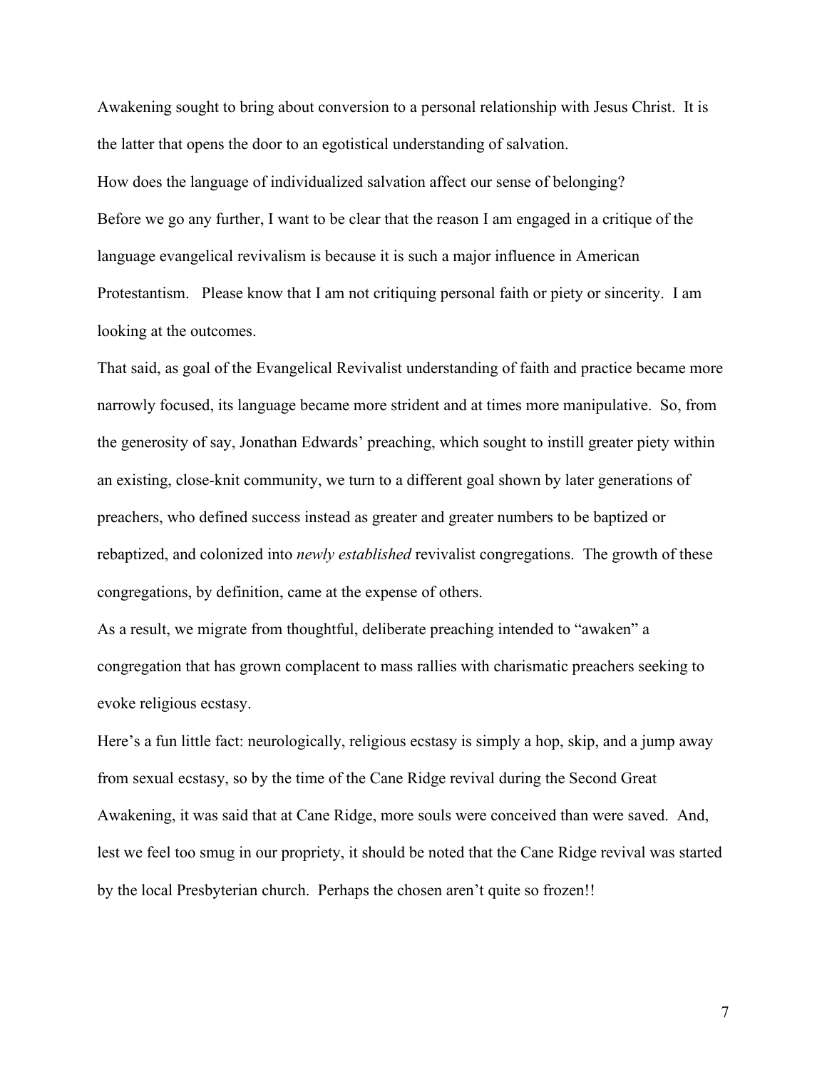Awakening sought to bring about conversion to a personal relationship with Jesus Christ. It is the latter that opens the door to an egotistical understanding of salvation.

How does the language of individualized salvation affect our sense of belonging?

Before we go any further, I want to be clear that the reason I am engaged in a critique of the language evangelical revivalism is because it is such a major influence in American Protestantism. Please know that I am not critiquing personal faith or piety or sincerity. I am looking at the outcomes.

That said, as goal of the Evangelical Revivalist understanding of faith and practice became more narrowly focused, its language became more strident and at times more manipulative. So, from the generosity of say, Jonathan Edwards' preaching, which sought to instill greater piety within an existing, close-knit community, we turn to a different goal shown by later generations of preachers, who defined success instead as greater and greater numbers to be baptized or rebaptized, and colonized into *newly established* revivalist congregations. The growth of these congregations, by definition, came at the expense of others.

As a result, we migrate from thoughtful, deliberate preaching intended to "awaken" a congregation that has grown complacent to mass rallies with charismatic preachers seeking to evoke religious ecstasy.

Here's a fun little fact: neurologically, religious ecstasy is simply a hop, skip, and a jump away from sexual ecstasy, so by the time of the Cane Ridge revival during the Second Great Awakening, it was said that at Cane Ridge, more souls were conceived than were saved. And, lest we feel too smug in our propriety, it should be noted that the Cane Ridge revival was started by the local Presbyterian church. Perhaps the chosen aren't quite so frozen!!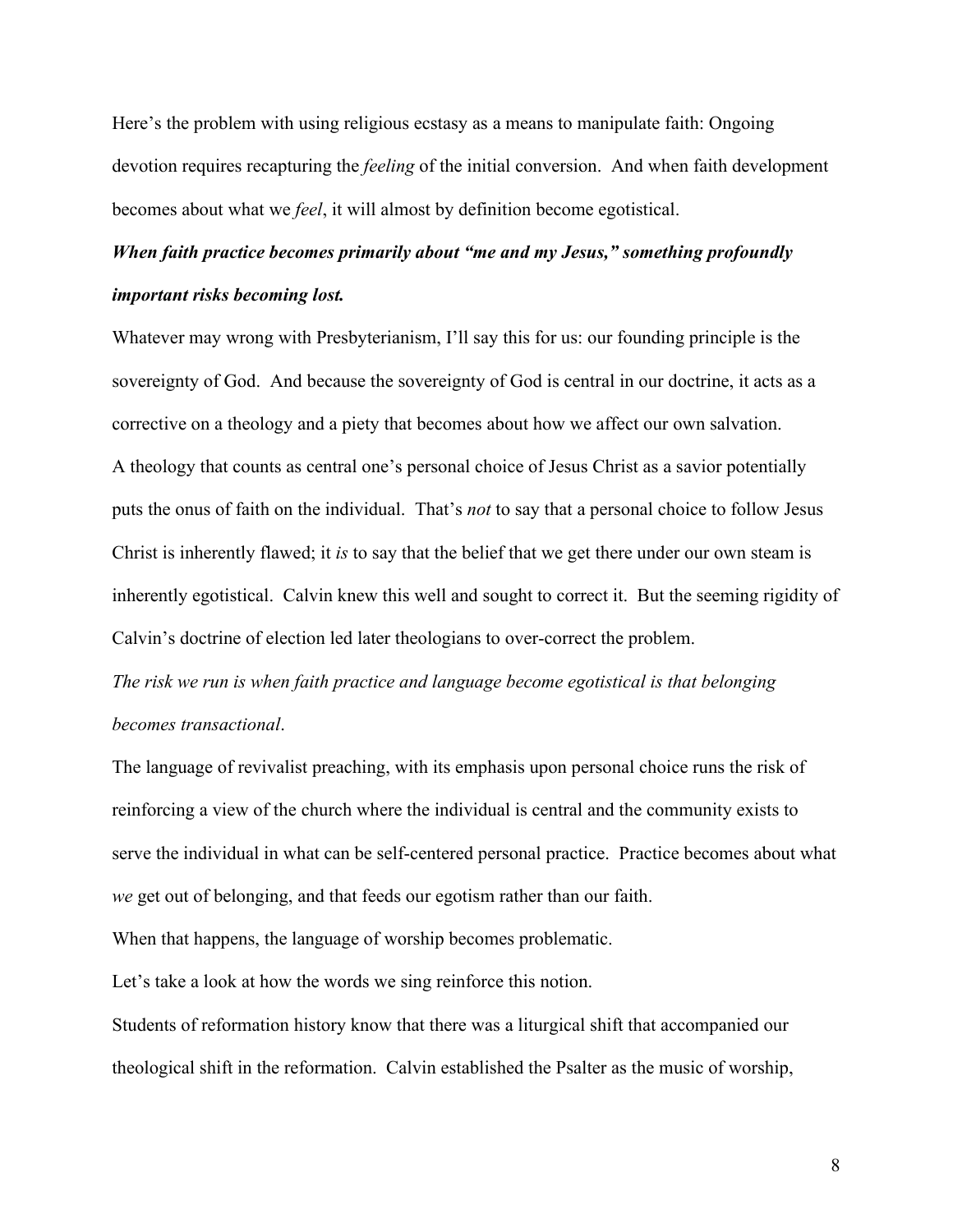Here's the problem with using religious ecstasy as a means to manipulate faith: Ongoing devotion requires recapturing the *feeling* of the initial conversion. And when faith development becomes about what we *feel*, it will almost by definition become egotistical.

***When faith practice becomes primarily about "me and my Jesus," something profoundly important risks becoming lost.***

Whatever may wrong with Presbyterianism, I'll say this for us: our founding principle is the sovereignty of God. And because the sovereignty of God is central in our doctrine, it acts as a corrective on a theology and a piety that becomes about how we affect our own salvation.

A theology that counts as central one's personal choice of Jesus Christ as a savior potentially puts the onus of faith on the individual. That's *not* to say that a personal choice to follow Jesus Christ is inherently flawed; it *is* to say that the belief that we get there under our own steam is inherently egotistical. Calvin knew this well and sought to correct it. But the seeming rigidity of Calvin's doctrine of election led later theologians to over-correct the problem.

*The risk we run is when faith practice and language become egotistical is that belonging becomes transactional*.

The language of revivalist preaching, with its emphasis upon personal choice runs the risk of reinforcing a view of the church where the individual is central and the community exists to serve the individual in what can be self-centered personal practice. Practice becomes about what *we* get out of belonging, and that feeds our egotism rather than our faith.

When that happens, the language of worship becomes problematic.

Let's take a look at how the words we sing reinforce this notion.

Students of reformation history know that there was a liturgical shift that accompanied our theological shift in the reformation. Calvin established the Psalter as the music of worship,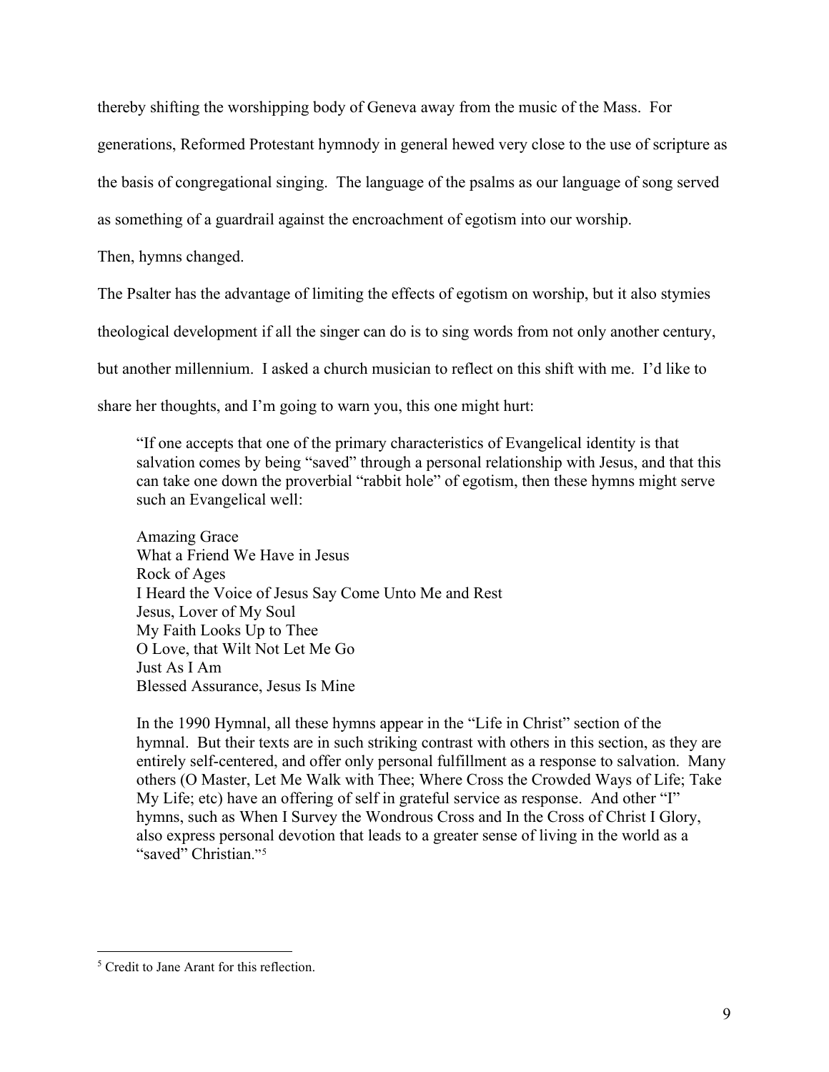thereby shifting the worshipping body of Geneva away from the music of the Mass. For generations, Reformed Protestant hymnody in general hewed very close to the use of scripture as the basis of congregational singing. The language of the psalms as our language of song served as something of a guardrail against the encroachment of egotism into our worship.

Then, hymns changed.

The Psalter has the advantage of limiting the effects of egotism on worship, but it also stymies theological development if all the singer can do is to sing words from not only another century, but another millennium. I asked a church musician to reflect on this shift with me. I'd like to share her thoughts, and I'm going to warn you, this one might hurt:

> "If one accepts that one of the primary characteristics of Evangelical identity is that salvation comes by being "saved" through a personal relationship with Jesus, and that this can take one down the proverbial "rabbit hole" of egotism, then these hymns might serve such an Evangelical well:
>
> Amazing Grace
> What a Friend We Have in Jesus
> Rock of Ages
> I Heard the Voice of Jesus Say Come Unto Me and Rest
> Jesus, Lover of My Soul
> My Faith Looks Up to Thee
> O Love, that Wilt Not Let Me Go
> Just As I Am
> Blessed Assurance, Jesus Is Mine
>
> In the 1990 Hymnal, all these hymns appear in the "Life in Christ" section of the hymnal. But their texts are in such striking contrast with others in this section, as they are entirely self-centered, and offer only personal fulfillment as a response to salvation. Many others (O Master, Let Me Walk with Thee; Where Cross the Crowded Ways of Life; Take My Life; etc) have an offering of self in grateful service as response. And other "I" hymns, such as When I Survey the Wondrous Cross and In the Cross of Christ I Glory, also express personal devotion that leads to a greater sense of living in the world as a "saved" Christian."[5]

[5] Credit to Jane Arant for this reflection.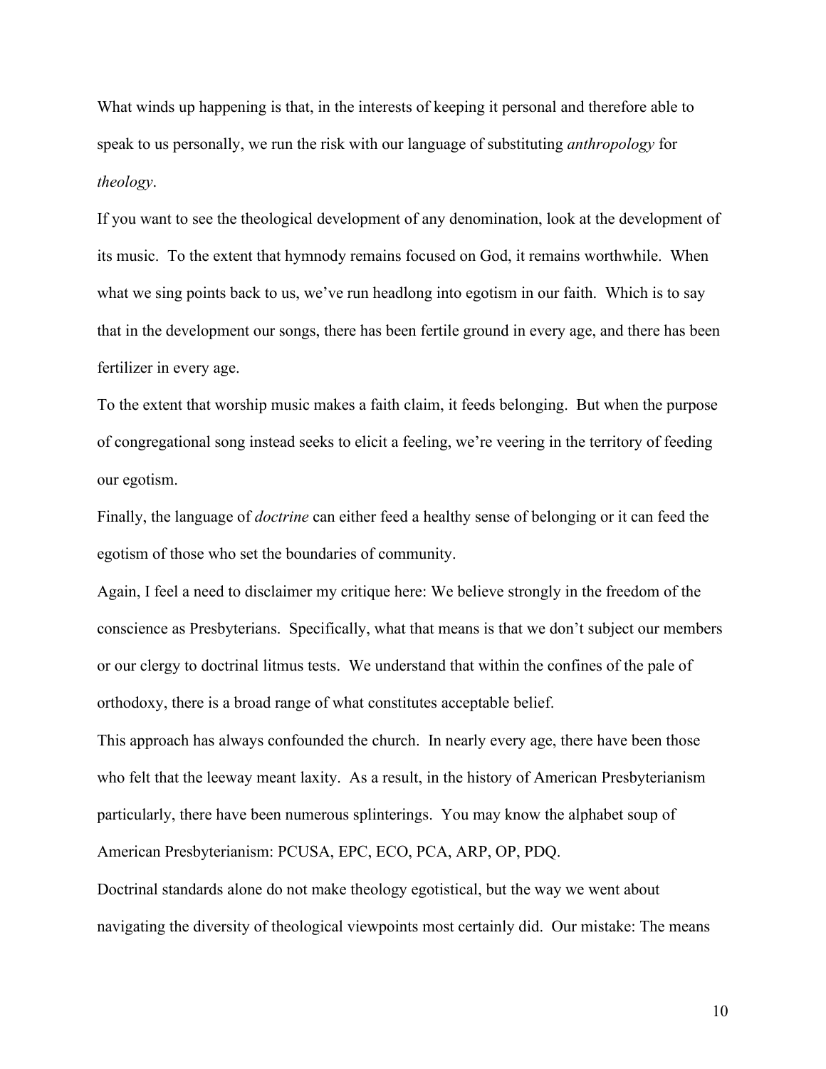What winds up happening is that, in the interests of keeping it personal and therefore able to speak to us personally, we run the risk with our language of substituting *anthropology* for *theology*.

If you want to see the theological development of any denomination, look at the development of its music. To the extent that hymnody remains focused on God, it remains worthwhile. When what we sing points back to us, we've run headlong into egotism in our faith. Which is to say that in the development our songs, there has been fertile ground in every age, and there has been fertilizer in every age.

To the extent that worship music makes a faith claim, it feeds belonging. But when the purpose of congregational song instead seeks to elicit a feeling, we're veering in the territory of feeding our egotism.

Finally, the language of *doctrine* can either feed a healthy sense of belonging or it can feed the egotism of those who set the boundaries of community.

Again, I feel a need to disclaimer my critique here: We believe strongly in the freedom of the conscience as Presbyterians. Specifically, what that means is that we don't subject our members or our clergy to doctrinal litmus tests. We understand that within the confines of the pale of orthodoxy, there is a broad range of what constitutes acceptable belief.

This approach has always confounded the church. In nearly every age, there have been those who felt that the leeway meant laxity. As a result, in the history of American Presbyterianism particularly, there have been numerous splinterings. You may know the alphabet soup of American Presbyterianism: PCUSA, EPC, ECO, PCA, ARP, OP, PDQ.

Doctrinal standards alone do not make theology egotistical, but the way we went about navigating the diversity of theological viewpoints most certainly did. Our mistake: The means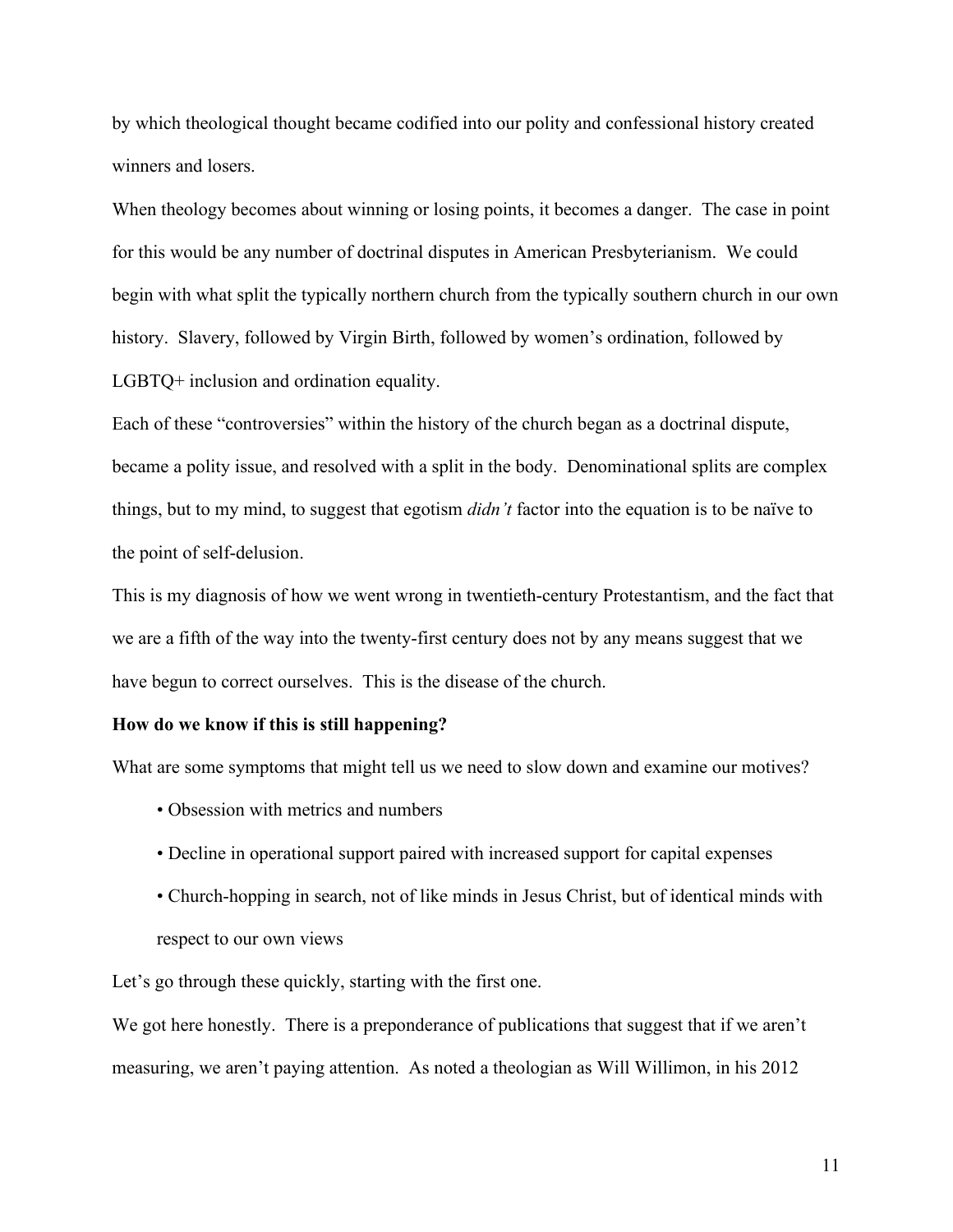by which theological thought became codified into our polity and confessional history created winners and losers.

When theology becomes about winning or losing points, it becomes a danger. The case in point for this would be any number of doctrinal disputes in American Presbyterianism. We could begin with what split the typically northern church from the typically southern church in our own history. Slavery, followed by Virgin Birth, followed by women's ordination, followed by LGBTQ+ inclusion and ordination equality.

Each of these "controversies" within the history of the church began as a doctrinal dispute, became a polity issue, and resolved with a split in the body. Denominational splits are complex things, but to my mind, to suggest that egotism *didn't* factor into the equation is to be naïve to the point of self-delusion.

This is my diagnosis of how we went wrong in twentieth-century Protestantism, and the fact that we are a fifth of the way into the twenty-first century does not by any means suggest that we have begun to correct ourselves. This is the disease of the church.

**How do we know if this is still happening?**

What are some symptoms that might tell us we need to slow down and examine our motives?

- Obsession with metrics and numbers
- Decline in operational support paired with increased support for capital expenses
- Church-hopping in search, not of like minds in Jesus Christ, but of identical minds with respect to our own views

Let's go through these quickly, starting with the first one.

We got here honestly. There is a preponderance of publications that suggest that if we aren't measuring, we aren't paying attention. As noted a theologian as Will Willimon, in his 2012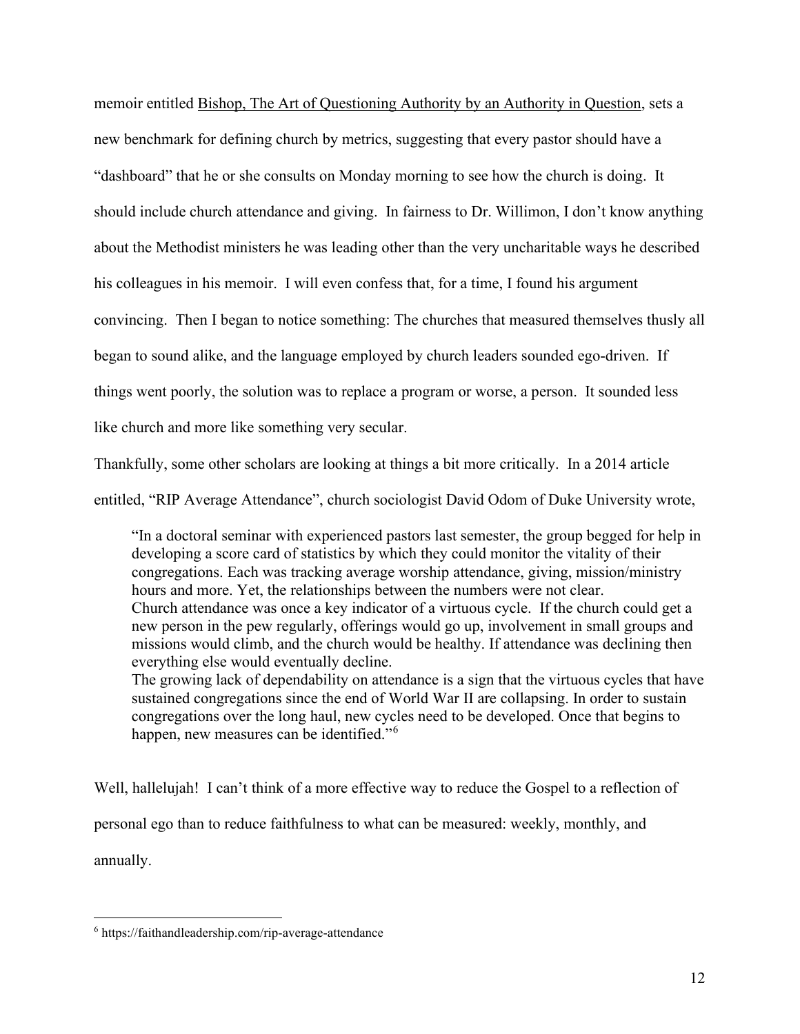memoir entitled Bishop, The Art of Questioning Authority by an Authority in Question, sets a new benchmark for defining church by metrics, suggesting that every pastor should have a "dashboard" that he or she consults on Monday morning to see how the church is doing. It should include church attendance and giving. In fairness to Dr. Willimon, I don't know anything about the Methodist ministers he was leading other than the very uncharitable ways he described his colleagues in his memoir. I will even confess that, for a time, I found his argument convincing. Then I began to notice something: The churches that measured themselves thusly all began to sound alike, and the language employed by church leaders sounded ego-driven. If things went poorly, the solution was to replace a program or worse, a person. It sounded less like church and more like something very secular.

Thankfully, some other scholars are looking at things a bit more critically. In a 2014 article entitled, "RIP Average Attendance", church sociologist David Odom of Duke University wrote,

> "In a doctoral seminar with experienced pastors last semester, the group begged for help in developing a score card of statistics by which they could monitor the vitality of their congregations. Each was tracking average worship attendance, giving, mission/ministry hours and more. Yet, the relationships between the numbers were not clear.
> Church attendance was once a key indicator of a virtuous cycle. If the church could get a new person in the pew regularly, offerings would go up, involvement in small groups and missions would climb, and the church would be healthy. If attendance was declining then everything else would eventually decline.
> The growing lack of dependability on attendance is a sign that the virtuous cycles that have sustained congregations since the end of World War II are collapsing. In order to sustain congregations over the long haul, new cycles need to be developed. Once that begins to happen, new measures can be identified."[6]

Well, hallelujah! I can't think of a more effective way to reduce the Gospel to a reflection of personal ego than to reduce faithfulness to what can be measured: weekly, monthly, and annually.

---

[6] https://faithandleadership.com/rip-average-attendance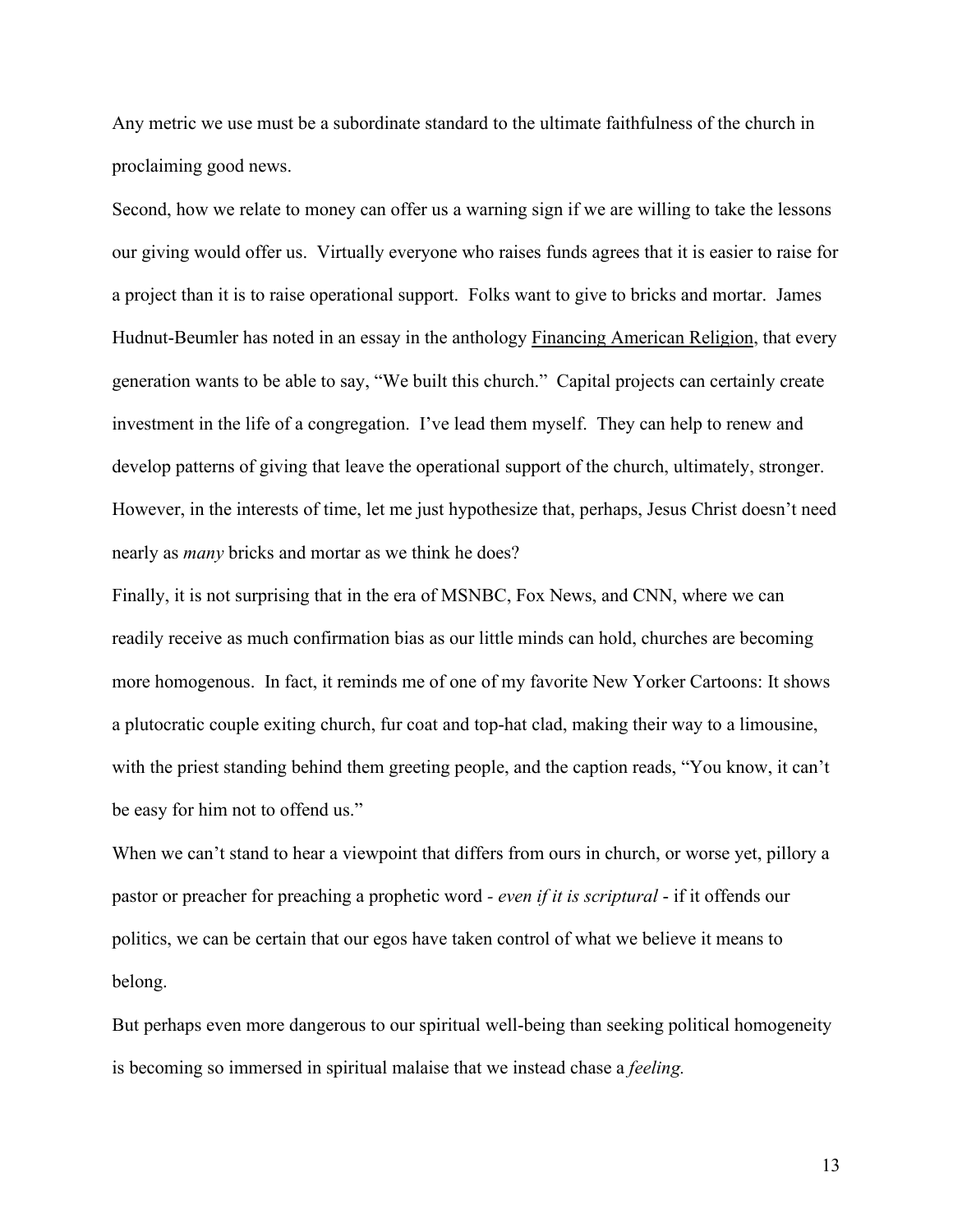Any metric we use must be a subordinate standard to the ultimate faithfulness of the church in proclaiming good news.

Second, how we relate to money can offer us a warning sign if we are willing to take the lessons our giving would offer us. Virtually everyone who raises funds agrees that it is easier to raise for a project than it is to raise operational support. Folks want to give to bricks and mortar. James Hudnut-Beumler has noted in an essay in the anthology Financing American Religion, that every generation wants to be able to say, "We built this church." Capital projects can certainly create investment in the life of a congregation. I've lead them myself. They can help to renew and develop patterns of giving that leave the operational support of the church, ultimately, stronger. However, in the interests of time, let me just hypothesize that, perhaps, Jesus Christ doesn't need nearly as *many* bricks and mortar as we think he does?

Finally, it is not surprising that in the era of MSNBC, Fox News, and CNN, where we can readily receive as much confirmation bias as our little minds can hold, churches are becoming more homogenous. In fact, it reminds me of one of my favorite New Yorker Cartoons: It shows a plutocratic couple exiting church, fur coat and top-hat clad, making their way to a limousine, with the priest standing behind them greeting people, and the caption reads, "You know, it can't be easy for him not to offend us."

When we can't stand to hear a viewpoint that differs from ours in church, or worse yet, pillory a pastor or preacher for preaching a prophetic word - *even if it is scriptural* - if it offends our politics, we can be certain that our egos have taken control of what we believe it means to belong.

But perhaps even more dangerous to our spiritual well-being than seeking political homogeneity is becoming so immersed in spiritual malaise that we instead chase a *feeling.*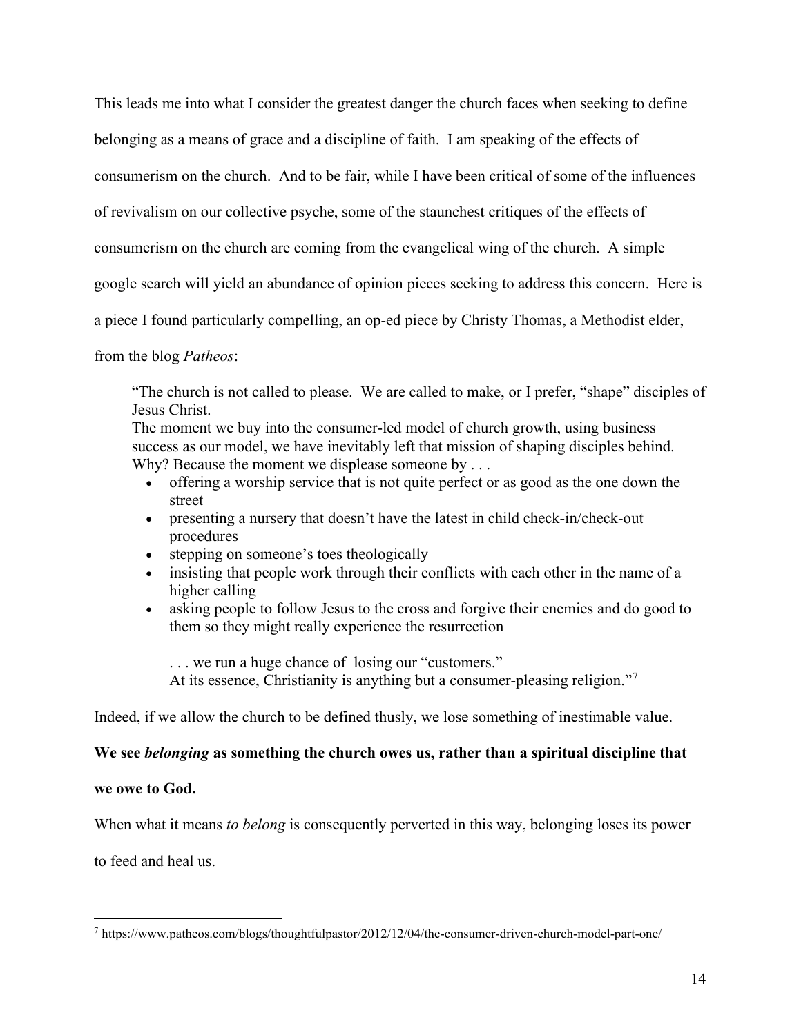This leads me into what I consider the greatest danger the church faces when seeking to define belonging as a means of grace and a discipline of faith. I am speaking of the effects of consumerism on the church. And to be fair, while I have been critical of some of the influences of revivalism on our collective psyche, some of the staunchest critiques of the effects of consumerism on the church are coming from the evangelical wing of the church. A simple google search will yield an abundance of opinion pieces seeking to address this concern. Here is a piece I found particularly compelling, an op-ed piece by Christy Thomas, a Methodist elder, from the blog *Patheos*:

> "The church is not called to please. We are called to make, or I prefer, "shape" disciples of Jesus Christ.
> The moment we buy into the consumer-led model of church growth, using business success as our model, we have inevitably left that mission of shaping disciples behind. Why? Because the moment we displease someone by . . .
>
> - offering a worship service that is not quite perfect or as good as the one down the street
> - presenting a nursery that doesn't have the latest in child check-in/check-out procedures
> - stepping on someone's toes theologically
> - insisting that people work through their conflicts with each other in the name of a higher calling
> - asking people to follow Jesus to the cross and forgive their enemies and do good to them so they might really experience the resurrection
>
> . . . we run a huge chance of losing our "customers."
> At its essence, Christianity is anything but a consumer-pleasing religion."[7]

Indeed, if we allow the church to be defined thusly, we lose something of inestimable value.

**We see *belonging* as something the church owes us, rather than a spiritual discipline that we owe to God.**

When what it means *to belong* is consequently perverted in this way, belonging loses its power to feed and heal us.

[7] https://www.patheos.com/blogs/thoughtfulpastor/2012/12/04/the-consumer-driven-church-model-part-one/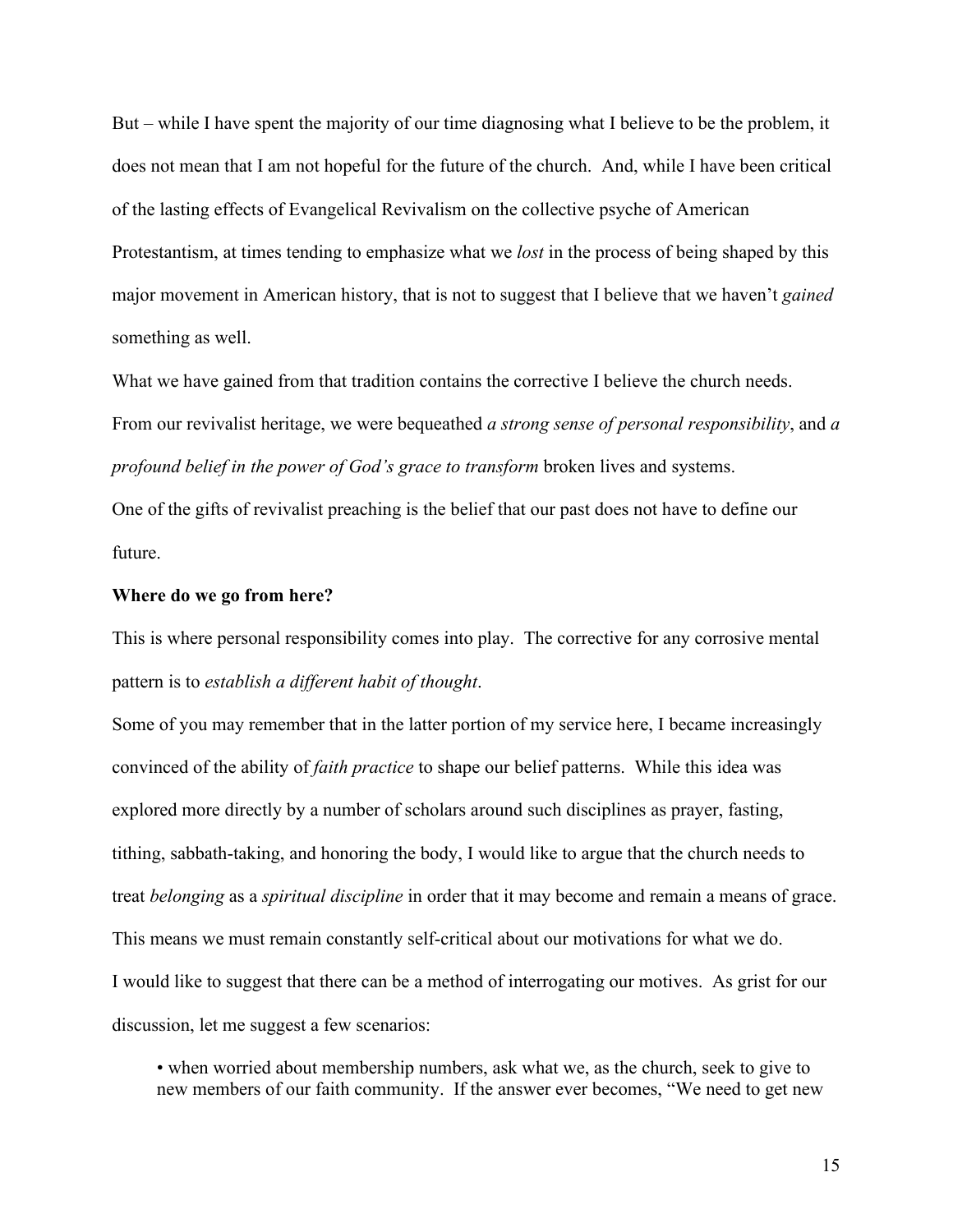But – while I have spent the majority of our time diagnosing what I believe to be the problem, it does not mean that I am not hopeful for the future of the church. And, while I have been critical of the lasting effects of Evangelical Revivalism on the collective psyche of American Protestantism, at times tending to emphasize what we *lost* in the process of being shaped by this major movement in American history, that is not to suggest that I believe that we haven't *gained* something as well.

What we have gained from that tradition contains the corrective I believe the church needs. From our revivalist heritage, we were bequeathed *a strong sense of personal responsibility*, and *a profound belief in the power of God's grace to transform* broken lives and systems.

One of the gifts of revivalist preaching is the belief that our past does not have to define our future.

**Where do we go from here?**

This is where personal responsibility comes into play. The corrective for any corrosive mental pattern is to *establish a different habit of thought*.

Some of you may remember that in the latter portion of my service here, I became increasingly convinced of the ability of *faith practice* to shape our belief patterns. While this idea was explored more directly by a number of scholars around such disciplines as prayer, fasting, tithing, sabbath-taking, and honoring the body, I would like to argue that the church needs to treat *belonging* as a *spiritual discipline* in order that it may become and remain a means of grace.

This means we must remain constantly self-critical about our motivations for what we do.

I would like to suggest that there can be a method of interrogating our motives. As grist for our discussion, let me suggest a few scenarios:

- when worried about membership numbers, ask what we, as the church, seek to give to new members of our faith community. If the answer ever becomes, "We need to get new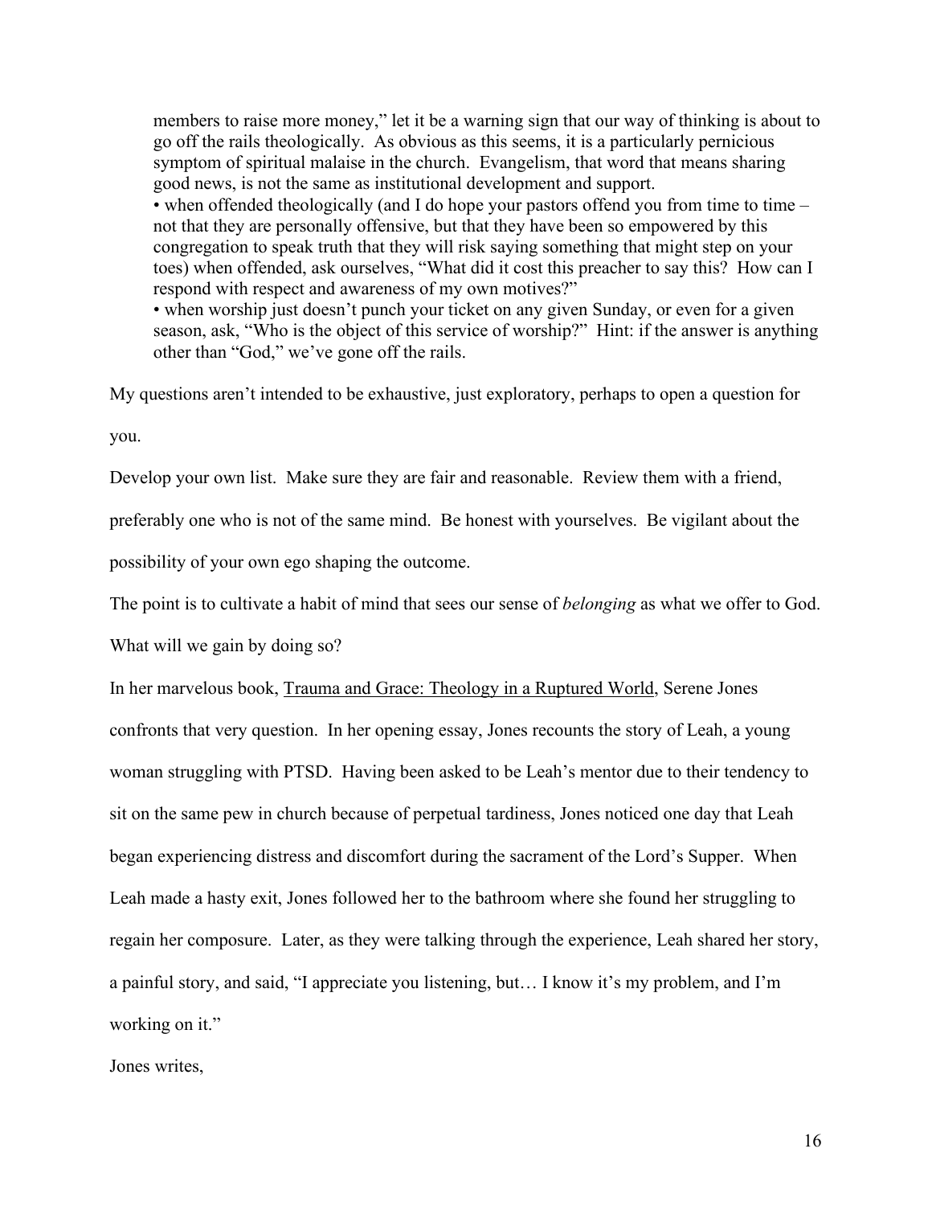members to raise more money," let it be a warning sign that our way of thinking is about to go off the rails theologically. As obvious as this seems, it is a particularly pernicious symptom of spiritual malaise in the church. Evangelism, that word that means sharing good news, is not the same as institutional development and support.

- when offended theologically (and I do hope your pastors offend you from time to time – not that they are personally offensive, but that they have been so empowered by this congregation to speak truth that they will risk saying something that might step on your toes) when offended, ask ourselves, "What did it cost this preacher to say this? How can I respond with respect and awareness of my own motives?"
- when worship just doesn't punch your ticket on any given Sunday, or even for a given season, ask, "Who is the object of this service of worship?" Hint: if the answer is anything other than "God," we've gone off the rails.

My questions aren't intended to be exhaustive, just exploratory, perhaps to open a question for you.

Develop your own list. Make sure they are fair and reasonable. Review them with a friend, preferably one who is not of the same mind. Be honest with yourselves. Be vigilant about the possibility of your own ego shaping the outcome.

The point is to cultivate a habit of mind that sees our sense of *belonging* as what we offer to God.

What will we gain by doing so?

In her marvelous book, Trauma and Grace: Theology in a Ruptured World, Serene Jones confronts that very question. In her opening essay, Jones recounts the story of Leah, a young woman struggling with PTSD. Having been asked to be Leah's mentor due to their tendency to sit on the same pew in church because of perpetual tardiness, Jones noticed one day that Leah began experiencing distress and discomfort during the sacrament of the Lord's Supper. When Leah made a hasty exit, Jones followed her to the bathroom where she found her struggling to regain her composure. Later, as they were talking through the experience, Leah shared her story, a painful story, and said, "I appreciate you listening, but… I know it's my problem, and I'm working on it."

Jones writes,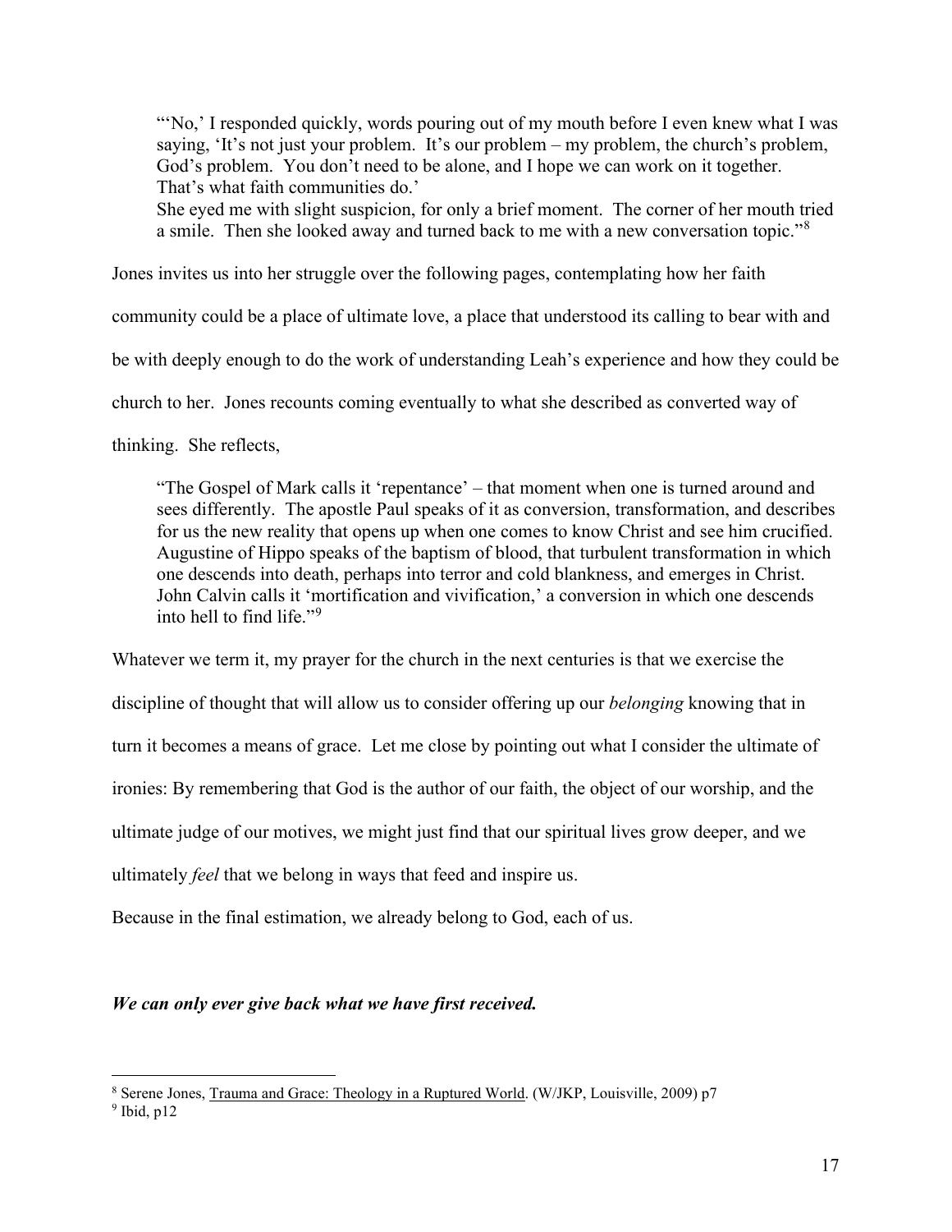> "'No,' I responded quickly, words pouring out of my mouth before I even knew what I was saying, 'It's not just your problem. It's our problem – my problem, the church's problem, God's problem. You don't need to be alone, and I hope we can work on it together. That's what faith communities do.'
> She eyed me with slight suspicion, for only a brief moment. The corner of her mouth tried a smile. Then she looked away and turned back to me with a new conversation topic."[8]

Jones invites us into her struggle over the following pages, contemplating how her faith community could be a place of ultimate love, a place that understood its calling to bear with and be with deeply enough to do the work of understanding Leah's experience and how they could be church to her. Jones recounts coming eventually to what she described as converted way of thinking. She reflects,

> "The Gospel of Mark calls it 'repentance' – that moment when one is turned around and sees differently. The apostle Paul speaks of it as conversion, transformation, and describes for us the new reality that opens up when one comes to know Christ and see him crucified. Augustine of Hippo speaks of the baptism of blood, that turbulent transformation in which one descends into death, perhaps into terror and cold blankness, and emerges in Christ. John Calvin calls it 'mortification and vivification,' a conversion in which one descends into hell to find life."[9]

Whatever we term it, my prayer for the church in the next centuries is that we exercise the discipline of thought that will allow us to consider offering up our *belonging* knowing that in turn it becomes a means of grace. Let me close by pointing out what I consider the ultimate of ironies: By remembering that God is the author of our faith, the object of our worship, and the ultimate judge of our motives, we might just find that our spiritual lives grow deeper, and we ultimately *feel* that we belong in ways that feed and inspire us.

Because in the final estimation, we already belong to God, each of us.

***We can only ever give back what we have first received.***

---

[8] Serene Jones, <u>Trauma and Grace: Theology in a Ruptured World</u>. (W/JKP, Louisville, 2009) p7

[9] Ibid, p12